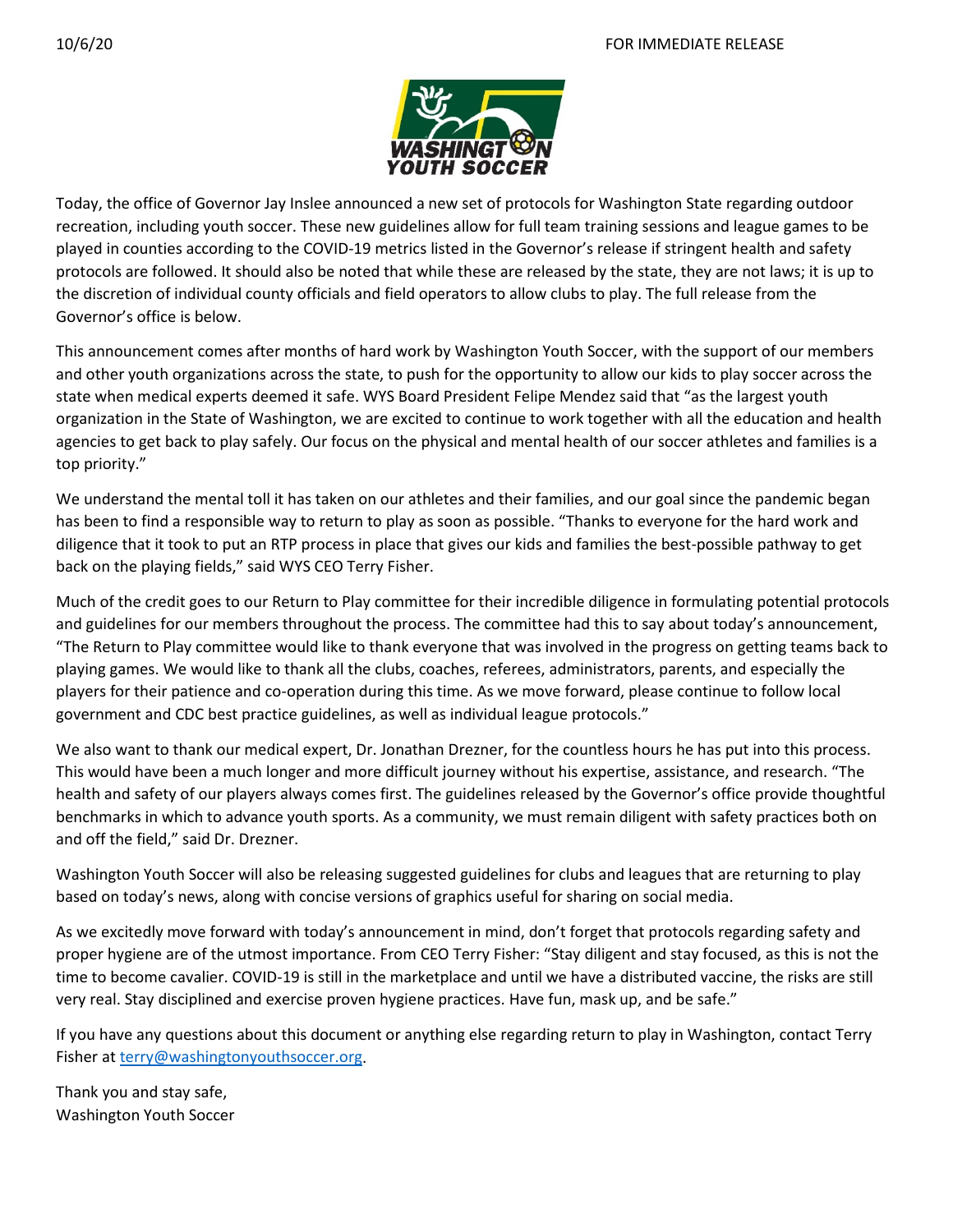10/6/20 FOR IMMEDIATE RELEASE

Today, the office of Governor Jay Inslee announced a new set of protocols for Washington State regarding outdoor recreation, including youth soccer. These new guidelines allow for full team training sessions and league games to be played in counties according to the COVID-19 metrics listed in the Governor's release if stringent health and safety protocols are followed. It should also be noted that while these are released by the state, they are not laws; it is up to the discretion of individual county officials and field operators to allow clubs to play. The full release from the Governor's office is below.

This announcement comes after months of hard work by Washington Youth Soccer, with the support of our members and other youth organizations across the state, to push for the opportunity to allow our kids to play soccer across the state when medical experts deemed it safe. WYS Board President Felipe Mendez said that "as the largest youth organization in the State of Washington, we are excited to continue to work together with all the education and health agencies to get back to play safely. Our focus on the physical and mental health of our soccer athletes and families is a top priority."

We understand the mental toll it has taken on our athletes and their families, and our goal since the pandemic began has been to find a responsible way to return to play as soon as possible. "Thanks to everyone for the hard work and diligence that it took to put an RTP process in place that gives our kids and families the best-possible pathway to get back on the playing fields," said WYS CEO Terry Fisher.

Much of the credit goes to our Return to Play committee for their incredible diligence in formulating potential protocols and guidelines for our members throughout the process. The committee had this to say about today's announcement, "The Return to Play committee would like to thank everyone that was involved in the progress on getting teams back to playing games. We would like to thank all the clubs, coaches, referees, administrators, parents, and especially the players for their patience and co-operation during this time. As we move forward, please continue to follow local government and CDC best practice guidelines, as well as individual league protocols."

We also want to thank our medical expert, Dr. Jonathan Drezner, for the countless hours he has put into this process. This would have been a much longer and more difficult journey without his expertise, assistance, and research. "The health and safety of our players always comes first. The guidelines released by the Governor's office provide thoughtful benchmarks in which to advance youth sports. As a community, we must remain diligent with safety practices both on and off the field," said Dr. Drezner.

Washington Youth Soccer will also be releasing suggested guidelines for clubs and leagues that are returning to play based on today's news, along with concise versions of graphics useful for sharing on social media.

As we excitedly move forward with today's announcement in mind, don't forget that protocols regarding safety and proper hygiene are of the utmost importance. From CEO Terry Fisher: "Stay diligent and stay focused, as this is not the time to become cavalier. COVID-19 is still in the marketplace and until we have a distributed vaccine, the risks are still very real. Stay disciplined and exercise proven hygiene practices. Have fun, mask up, and be safe."

If you have any questions about this document or anything else regarding return to play in Washington, contact Terry Fisher at terry@washingtonyouthsoccer.org.

Thank you and stay safe,
Washington Youth Soccer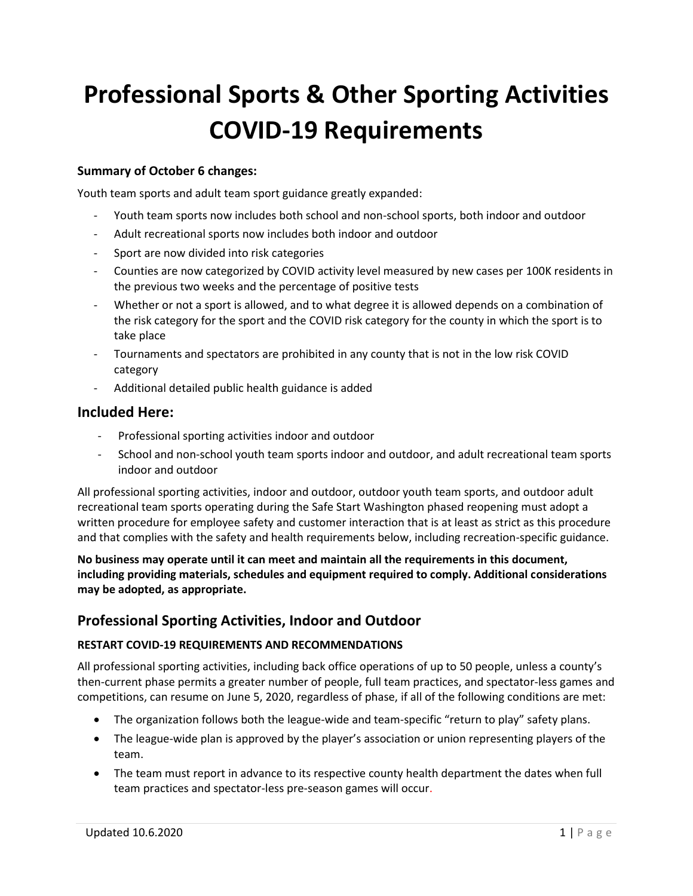# Professional Sports & Other Sporting Activities COVID-19 Requirements

**Summary of October 6 changes:**

Youth team sports and adult team sport guidance greatly expanded:

- Youth team sports now includes both school and non-school sports, both indoor and outdoor
- Adult recreational sports now includes both indoor and outdoor
- Sport are now divided into risk categories
- Counties are now categorized by COVID activity level measured by new cases per 100K residents in the previous two weeks and the percentage of positive tests
- Whether or not a sport is allowed, and to what degree it is allowed depends on a combination of the risk category for the sport and the COVID risk category for the county in which the sport is to take place
- Tournaments and spectators are prohibited in any county that is not in the low risk COVID category
- Additional detailed public health guidance is added

## Included Here:

- Professional sporting activities indoor and outdoor
- School and non-school youth team sports indoor and outdoor, and adult recreational team sports indoor and outdoor

All professional sporting activities, indoor and outdoor, outdoor youth team sports, and outdoor adult recreational team sports operating during the Safe Start Washington phased reopening must adopt a written procedure for employee safety and customer interaction that is at least as strict as this procedure and that complies with the safety and health requirements below, including recreation-specific guidance.

**No business may operate until it can meet and maintain all the requirements in this document, including providing materials, schedules and equipment required to comply. Additional considerations may be adopted, as appropriate.**

## Professional Sporting Activities, Indoor and Outdoor

**RESTART COVID-19 REQUIREMENTS AND RECOMMENDATIONS**

All professional sporting activities, including back office operations of up to 50 people, unless a county's then-current phase permits a greater number of people, full team practices, and spectator-less games and competitions, can resume on June 5, 2020, regardless of phase, if all of the following conditions are met:

- The organization follows both the league-wide and team-specific "return to play" safety plans.
- The league-wide plan is approved by the player's association or union representing players of the team.
- The team must report in advance to its respective county health department the dates when full team practices and spectator-less pre-season games will occur.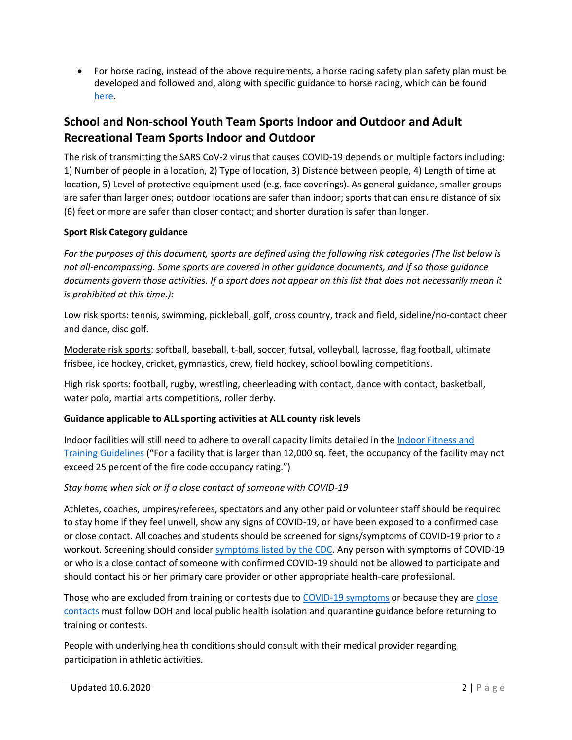- For horse racing, instead of the above requirements, a horse racing safety plan safety plan must be developed and followed and, along with specific guidance to horse racing, which can be found [here](here).

## School and Non-school Youth Team Sports Indoor and Outdoor and Adult Recreational Team Sports Indoor and Outdoor

The risk of transmitting the SARS CoV-2 virus that causes COVID-19 depends on multiple factors including: 1) Number of people in a location, 2) Type of location, 3) Distance between people, 4) Length of time at location, 5) Level of protective equipment used (e.g. face coverings). As general guidance, smaller groups are safer than larger ones; outdoor locations are safer than indoor; sports that can ensure distance of six (6) feet or more are safer than closer contact; and shorter duration is safer than longer.

**Sport Risk Category guidance**

*For the purposes of this document, sports are defined using the following risk categories (The list below is not all-encompassing. Some sports are covered in other guidance documents, and if so those guidance documents govern those activities. If a sport does not appear on this list that does not necessarily mean it is prohibited at this time.):*

Low risk sports: tennis, swimming, pickleball, golf, cross country, track and field, sideline/no-contact cheer and dance, disc golf.

Moderate risk sports: softball, baseball, t-ball, soccer, futsal, volleyball, lacrosse, flag football, ultimate frisbee, ice hockey, cricket, gymnastics, crew, field hockey, school bowling competitions.

High risk sports: football, rugby, wrestling, cheerleading with contact, dance with contact, basketball, water polo, martial arts competitions, roller derby.

**Guidance applicable to ALL sporting activities at ALL county risk levels**

Indoor facilities will still need to adhere to overall capacity limits detailed in the Indoor Fitness and Training Guidelines ("For a facility that is larger than 12,000 sq. feet, the occupancy of the facility may not exceed 25 percent of the fire code occupancy rating.")

*Stay home when sick or if a close contact of someone with COVID-19*

Athletes, coaches, umpires/referees, spectators and any other paid or volunteer staff should be required to stay home if they feel unwell, show any signs of COVID-19, or have been exposed to a confirmed case or close contact. All coaches and students should be screened for signs/symptoms of COVID-19 prior to a workout. Screening should consider symptoms listed by the CDC. Any person with symptoms of COVID-19 or who is a close contact of someone with confirmed COVID-19 should not be allowed to participate and should contact his or her primary care provider or other appropriate health-care professional.

Those who are excluded from training or contests due to COVID-19 symptoms or because they are close contacts must follow DOH and local public health isolation and quarantine guidance before returning to training or contests.

People with underlying health conditions should consult with their medical provider regarding participation in athletic activities.

Updated 10.6.2020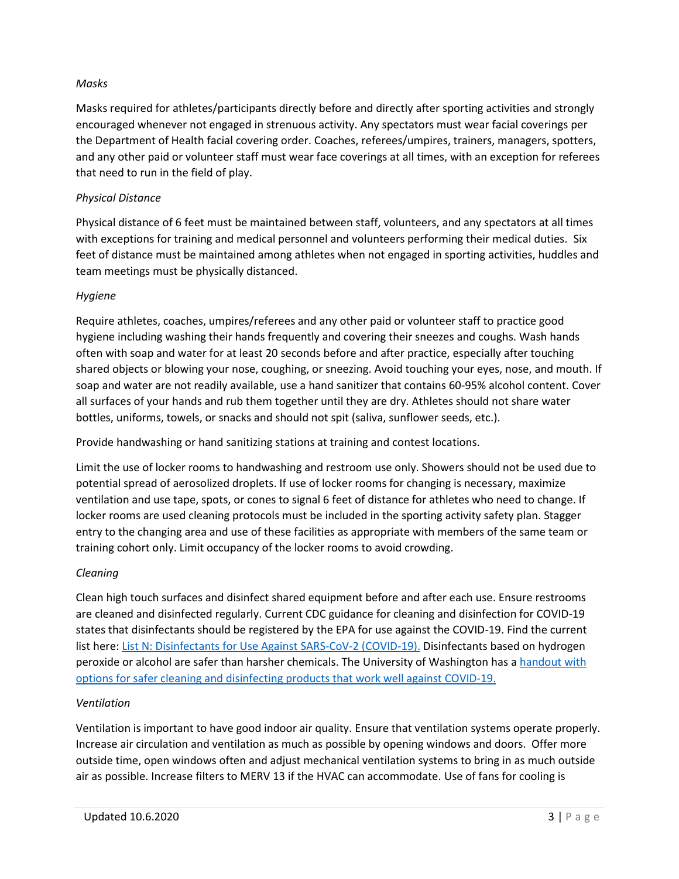*Masks*

Masks required for athletes/participants directly before and directly after sporting activities and strongly encouraged whenever not engaged in strenuous activity. Any spectators must wear facial coverings per the Department of Health facial covering order. Coaches, referees/umpires, trainers, managers, spotters, and any other paid or volunteer staff must wear face coverings at all times, with an exception for referees that need to run in the field of play.

*Physical Distance*

Physical distance of 6 feet must be maintained between staff, volunteers, and any spectators at all times with exceptions for training and medical personnel and volunteers performing their medical duties. Six feet of distance must be maintained among athletes when not engaged in sporting activities, huddles and team meetings must be physically distanced.

*Hygiene*

Require athletes, coaches, umpires/referees and any other paid or volunteer staff to practice good hygiene including washing their hands frequently and covering their sneezes and coughs. Wash hands often with soap and water for at least 20 seconds before and after practice, especially after touching shared objects or blowing your nose, coughing, or sneezing. Avoid touching your eyes, nose, and mouth. If soap and water are not readily available, use a hand sanitizer that contains 60-95% alcohol content. Cover all surfaces of your hands and rub them together until they are dry. Athletes should not share water bottles, uniforms, towels, or snacks and should not spit (saliva, sunflower seeds, etc.).

Provide handwashing or hand sanitizing stations at training and contest locations.

Limit the use of locker rooms to handwashing and restroom use only. Showers should not be used due to potential spread of aerosolized droplets. If use of locker rooms for changing is necessary, maximize ventilation and use tape, spots, or cones to signal 6 feet of distance for athletes who need to change. If locker rooms are used cleaning protocols must be included in the sporting activity safety plan. Stagger entry to the changing area and use of these facilities as appropriate with members of the same team or training cohort only. Limit occupancy of the locker rooms to avoid crowding.

*Cleaning*

Clean high touch surfaces and disinfect shared equipment before and after each use. Ensure restrooms are cleaned and disinfected regularly. Current CDC guidance for cleaning and disinfection for COVID-19 states that disinfectants should be registered by the EPA for use against the COVID-19. Find the current list here: List N: Disinfectants for Use Against SARS-CoV-2 (COVID-19). Disinfectants based on hydrogen peroxide or alcohol are safer than harsher chemicals. The University of Washington has a handout with options for safer cleaning and disinfecting products that work well against COVID-19.

*Ventilation*

Ventilation is important to have good indoor air quality. Ensure that ventilation systems operate properly. Increase air circulation and ventilation as much as possible by opening windows and doors. Offer more outside time, open windows often and adjust mechanical ventilation systems to bring in as much outside air as possible. Increase filters to MERV 13 if the HVAC can accommodate. Use of fans for cooling is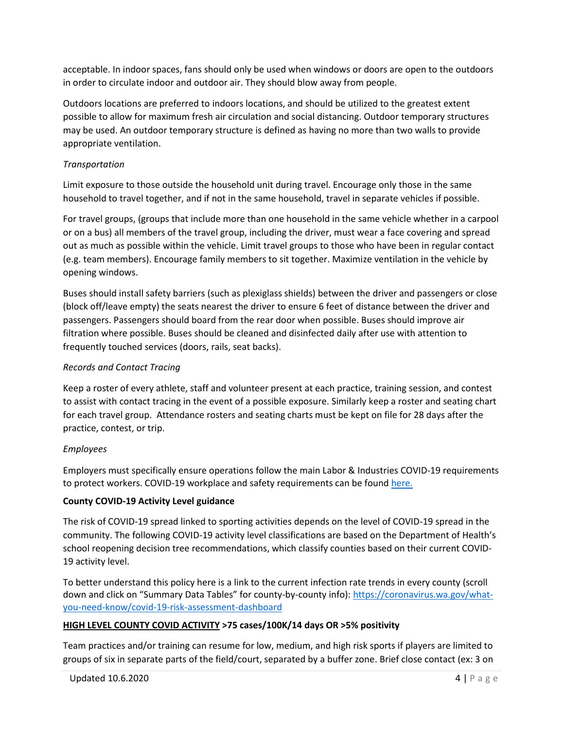acceptable. In indoor spaces, fans should only be used when windows or doors are open to the outdoors in order to circulate indoor and outdoor air. They should blow away from people.

Outdoors locations are preferred to indoors locations, and should be utilized to the greatest extent possible to allow for maximum fresh air circulation and social distancing. Outdoor temporary structures may be used. An outdoor temporary structure is defined as having no more than two walls to provide appropriate ventilation.

*Transportation*

Limit exposure to those outside the household unit during travel. Encourage only those in the same household to travel together, and if not in the same household, travel in separate vehicles if possible.

For travel groups, (groups that include more than one household in the same vehicle whether in a carpool or on a bus) all members of the travel group, including the driver, must wear a face covering and spread out as much as possible within the vehicle. Limit travel groups to those who have been in regular contact (e.g. team members). Encourage family members to sit together. Maximize ventilation in the vehicle by opening windows.

Buses should install safety barriers (such as plexiglass shields) between the driver and passengers or close (block off/leave empty) the seats nearest the driver to ensure 6 feet of distance between the driver and passengers. Passengers should board from the rear door when possible. Buses should improve air filtration where possible. Buses should be cleaned and disinfected daily after use with attention to frequently touched services (doors, rails, seat backs).

*Records and Contact Tracing*

Keep a roster of every athlete, staff and volunteer present at each practice, training session, and contest to assist with contact tracing in the event of a possible exposure. Similarly keep a roster and seating chart for each travel group. Attendance rosters and seating charts must be kept on file for 28 days after the practice, contest, or trip.

*Employees*

Employers must specifically ensure operations follow the main Labor & Industries COVID-19 requirements to protect workers. COVID-19 workplace and safety requirements can be found here.

**County COVID-19 Activity Level guidance**

The risk of COVID-19 spread linked to sporting activities depends on the level of COVID-19 spread in the community. The following COVID-19 activity level classifications are based on the Department of Health's school reopening decision tree recommendations, which classify counties based on their current COVID-19 activity level.

To better understand this policy here is a link to the current infection rate trends in every county (scroll down and click on "Summary Data Tables" for county-by-county info): https://coronavirus.wa.gov/what-you-need-know/covid-19-risk-assessment-dashboard

**HIGH LEVEL COUNTY COVID ACTIVITY >75 cases/100K/14 days OR >5% positivity**

Team practices and/or training can resume for low, medium, and high risk sports if players are limited to groups of six in separate parts of the field/court, separated by a buffer zone. Brief close contact (ex: 3 on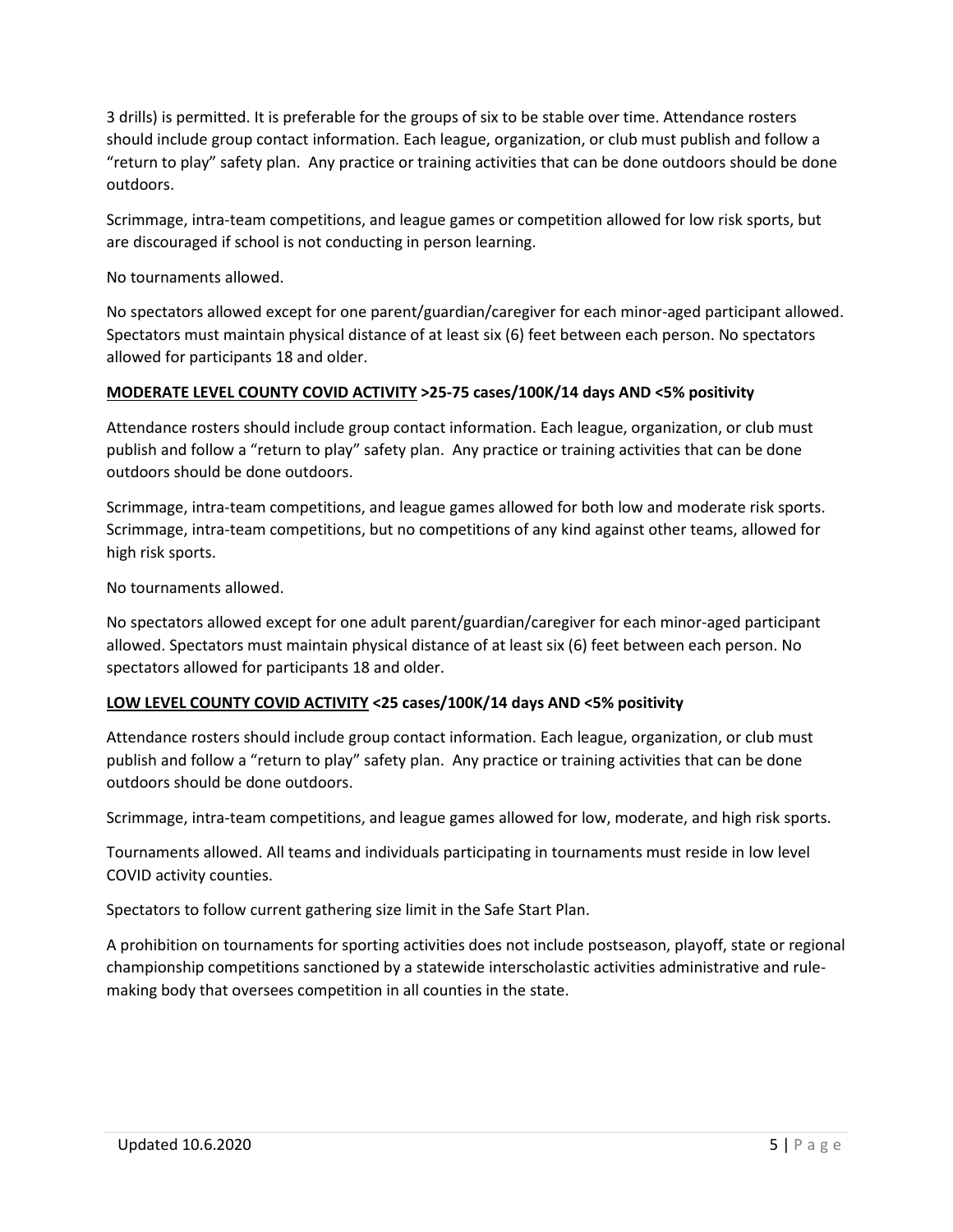3 drills) is permitted. It is preferable for the groups of six to be stable over time. Attendance rosters should include group contact information. Each league, organization, or club must publish and follow a "return to play" safety plan. Any practice or training activities that can be done outdoors should be done outdoors.

Scrimmage, intra-team competitions, and league games or competition allowed for low risk sports, but are discouraged if school is not conducting in person learning.

No tournaments allowed.

No spectators allowed except for one parent/guardian/caregiver for each minor-aged participant allowed. Spectators must maintain physical distance of at least six (6) feet between each person. No spectators allowed for participants 18 and older.

**MODERATE LEVEL COUNTY COVID ACTIVITY >25-75 cases/100K/14 days AND <5% positivity**

Attendance rosters should include group contact information. Each league, organization, or club must publish and follow a "return to play" safety plan. Any practice or training activities that can be done outdoors should be done outdoors.

Scrimmage, intra-team competitions, and league games allowed for both low and moderate risk sports. Scrimmage, intra-team competitions, but no competitions of any kind against other teams, allowed for high risk sports.

No tournaments allowed.

No spectators allowed except for one adult parent/guardian/caregiver for each minor-aged participant allowed. Spectators must maintain physical distance of at least six (6) feet between each person. No spectators allowed for participants 18 and older.

**LOW LEVEL COUNTY COVID ACTIVITY <25 cases/100K/14 days AND <5% positivity**

Attendance rosters should include group contact information. Each league, organization, or club must publish and follow a "return to play" safety plan. Any practice or training activities that can be done outdoors should be done outdoors.

Scrimmage, intra-team competitions, and league games allowed for low, moderate, and high risk sports.

Tournaments allowed. All teams and individuals participating in tournaments must reside in low level COVID activity counties.

Spectators to follow current gathering size limit in the Safe Start Plan.

A prohibition on tournaments for sporting activities does not include postseason, playoff, state or regional championship competitions sanctioned by a statewide interscholastic activities administrative and rule-making body that oversees competition in all counties in the state.